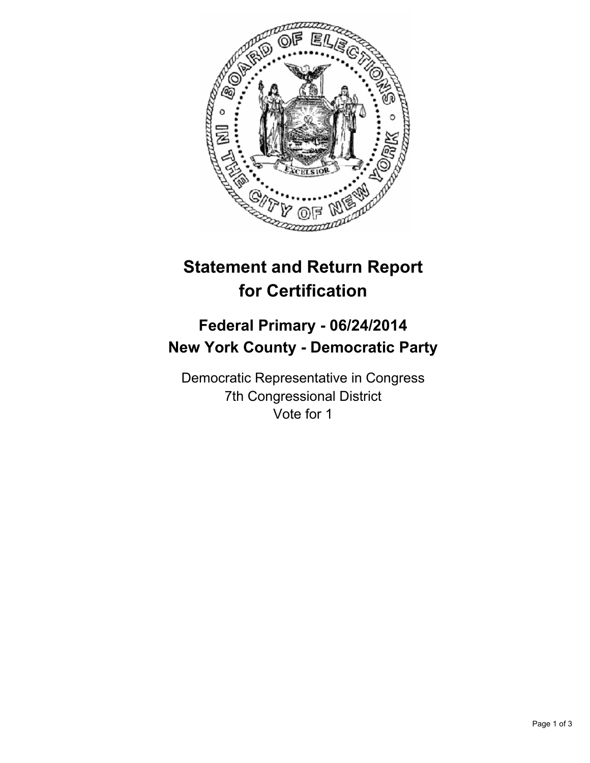# Statement and Return Report for Certification

## Federal Primary - 06/24/2014
## New York County - Democratic Party

Democratic Representative in Congress
7th Congressional District
Vote for 1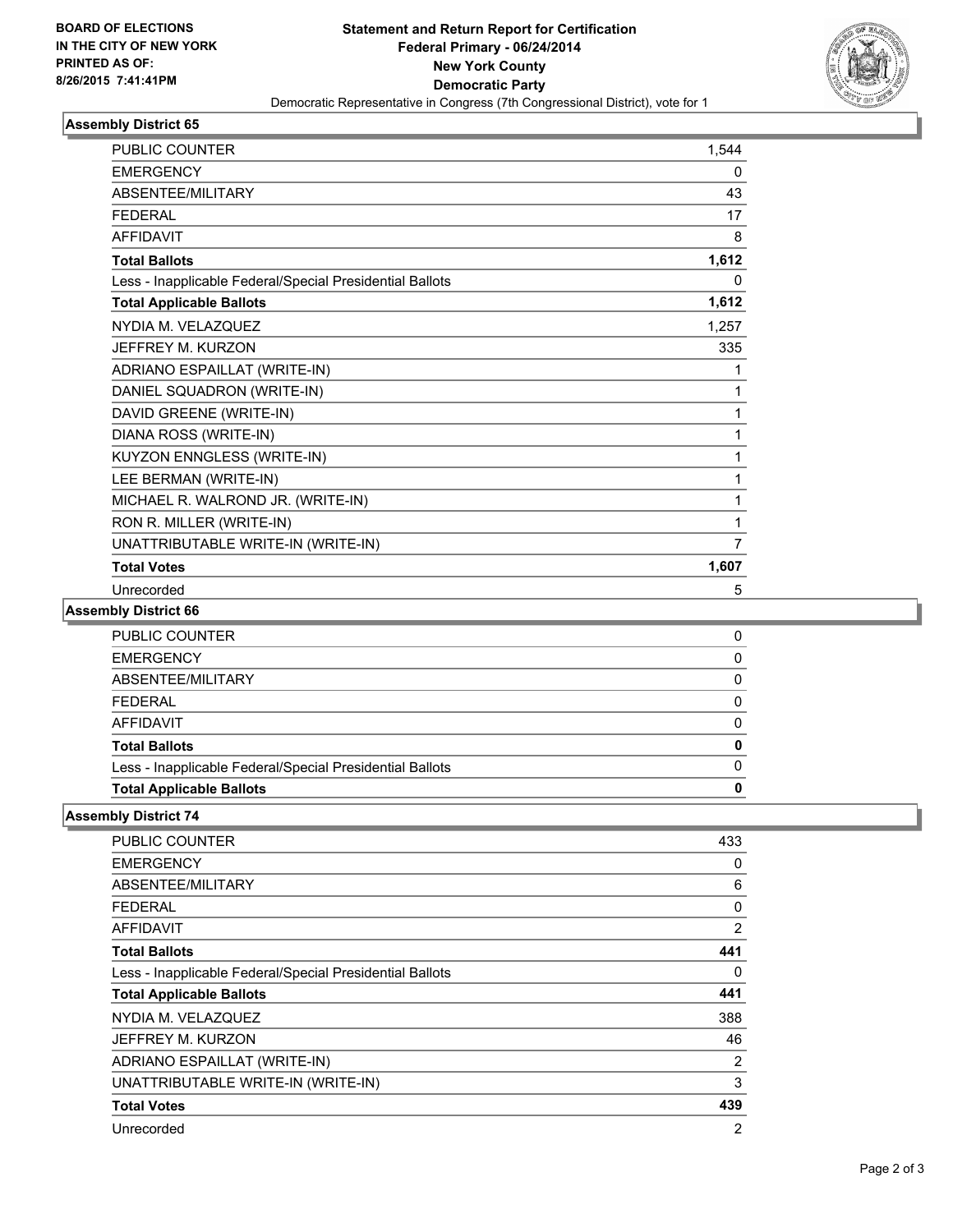**BOARD OF ELECTIONS IN THE CITY OF NEW YORK PRINTED AS OF: 8/26/2015 7:41:41PM**

# Statement and Return Report for Certification
## Federal Primary - 06/24/2014
## New York County
## Democratic Party
Democratic Representative in Congress (7th Congressional District), vote for 1

### Assembly District 65

| | |
|---|---|
| PUBLIC COUNTER | 1,544 |
| EMERGENCY | 0 |
| ABSENTEE/MILITARY | 43 |
| FEDERAL | 17 |
| AFFIDAVIT | 8 |
| **Total Ballots** | **1,612** |
| Less - Inapplicable Federal/Special Presidential Ballots | 0 |
| **Total Applicable Ballots** | **1,612** |
| NYDIA M. VELAZQUEZ | 1,257 |
| JEFFREY M. KURZON | 335 |
| ADRIANO ESPAILLAT (WRITE-IN) | 1 |
| DANIEL SQUADRON (WRITE-IN) | 1 |
| DAVID GREENE (WRITE-IN) | 1 |
| DIANA ROSS (WRITE-IN) | 1 |
| KUYZON ENNGLESS (WRITE-IN) | 1 |
| LEE BERMAN (WRITE-IN) | 1 |
| MICHAEL R. WALROND JR. (WRITE-IN) | 1 |
| RON R. MILLER (WRITE-IN) | 1 |
| UNATTRIBUTABLE WRITE-IN (WRITE-IN) | 7 |
| **Total Votes** | **1,607** |
| Unrecorded | 5 |

### Assembly District 66

| | |
|---|---|
| PUBLIC COUNTER | 0 |
| EMERGENCY | 0 |
| ABSENTEE/MILITARY | 0 |
| FEDERAL | 0 |
| AFFIDAVIT | 0 |
| **Total Ballots** | **0** |
| Less - Inapplicable Federal/Special Presidential Ballots | 0 |
| **Total Applicable Ballots** | **0** |

### Assembly District 74

| | |
|---|---|
| PUBLIC COUNTER | 433 |
| EMERGENCY | 0 |
| ABSENTEE/MILITARY | 6 |
| FEDERAL | 0 |
| AFFIDAVIT | 2 |
| **Total Ballots** | **441** |
| Less - Inapplicable Federal/Special Presidential Ballots | 0 |
| **Total Applicable Ballots** | **441** |
| NYDIA M. VELAZQUEZ | 388 |
| JEFFREY M. KURZON | 46 |
| ADRIANO ESPAILLAT (WRITE-IN) | 2 |
| UNATTRIBUTABLE WRITE-IN (WRITE-IN) | 3 |
| **Total Votes** | **439** |
| Unrecorded | 2 |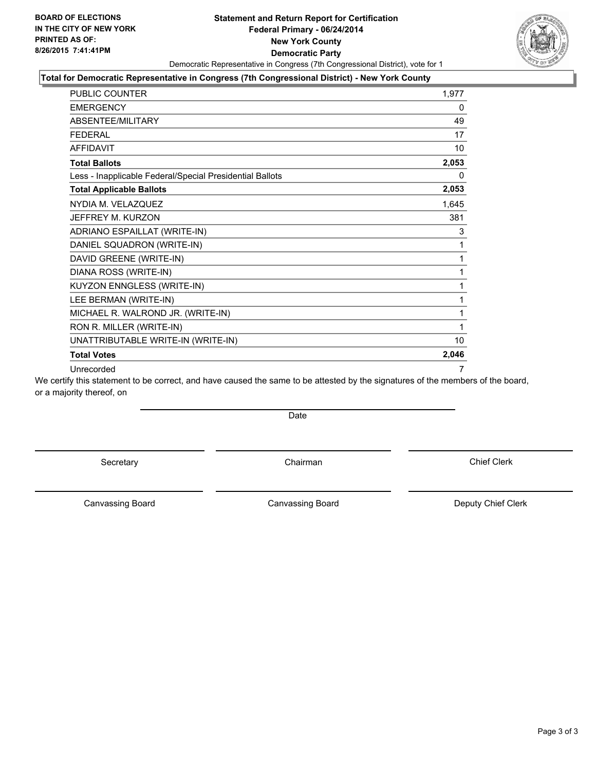**BOARD OF ELECTIONS IN THE CITY OF NEW YORK PRINTED AS OF: 8/26/2015 7:41:41PM**

# Statement and Return Report for Certification
## Federal Primary - 06/24/2014
## New York County
## Democratic Party

Democratic Representative in Congress (7th Congressional District), vote for 1

### Total for Democratic Representative in Congress (7th Congressional District) - New York County

| | |
|---|---|
| PUBLIC COUNTER | 1,977 |
| EMERGENCY | 0 |
| ABSENTEE/MILITARY | 49 |
| FEDERAL | 17 |
| AFFIDAVIT | 10 |
| **Total Ballots** | **2,053** |
| Less - Inapplicable Federal/Special Presidential Ballots | 0 |
| **Total Applicable Ballots** | **2,053** |
| NYDIA M. VELAZQUEZ | 1,645 |
| JEFFREY M. KURZON | 381 |
| ADRIANO ESPAILLAT (WRITE-IN) | 3 |
| DANIEL SQUADRON (WRITE-IN) | 1 |
| DAVID GREENE (WRITE-IN) | 1 |
| DIANA ROSS (WRITE-IN) | 1 |
| KUYZON ENNGLESS (WRITE-IN) | 1 |
| LEE BERMAN (WRITE-IN) | 1 |
| MICHAEL R. WALROND JR. (WRITE-IN) | 1 |
| RON R. MILLER (WRITE-IN) | 1 |
| UNATTRIBUTABLE WRITE-IN (WRITE-IN) | 10 |
| **Total Votes** | **2,046** |
| Unrecorded | 7 |

We certify this statement to be correct, and have caused the same to be attested by the signatures of the members of the board, or a majority thereof, on

Date

Secretary Chairman Chief Clerk

Canvassing Board Canvassing Board Deputy Chief Clerk